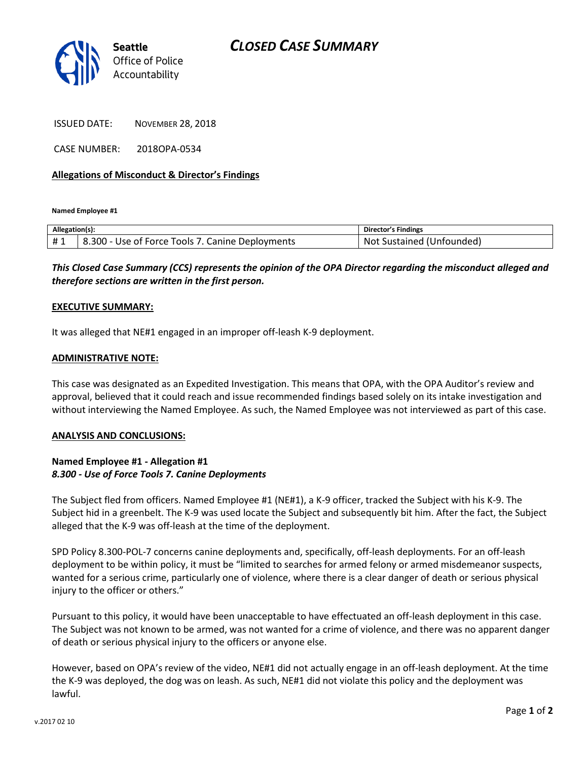Seattle
Office of Police
Accountability

# CLOSED CASE SUMMARY

ISSUED DATE: NOVEMBER 28, 2018

CASE NUMBER: 2018OPA-0534

**Allegations of Misconduct & Director's Findings**

**Named Employee #1**

| Allegation(s): | | Director's Findings |
| --- | --- | --- |
| # 1 | 8.300 - Use of Force Tools 7. Canine Deployments | Not Sustained (Unfounded) |

***This Closed Case Summary (CCS) represents the opinion of the OPA Director regarding the misconduct alleged and therefore sections are written in the first person.***

**EXECUTIVE SUMMARY:**

It was alleged that NE#1 engaged in an improper off-leash K-9 deployment.

**ADMINISTRATIVE NOTE:**

This case was designated as an Expedited Investigation. This means that OPA, with the OPA Auditor's review and approval, believed that it could reach and issue recommended findings based solely on its intake investigation and without interviewing the Named Employee. As such, the Named Employee was not interviewed as part of this case.

**ANALYSIS AND CONCLUSIONS:**

**Named Employee #1 - Allegation #1**
***8.300 - Use of Force Tools 7. Canine Deployments***

The Subject fled from officers. Named Employee #1 (NE#1), a K-9 officer, tracked the Subject with his K-9. The Subject hid in a greenbelt. The K-9 was used locate the Subject and subsequently bit him. After the fact, the Subject alleged that the K-9 was off-leash at the time of the deployment.

SPD Policy 8.300-POL-7 concerns canine deployments and, specifically, off-leash deployments. For an off-leash deployment to be within policy, it must be "limited to searches for armed felony or armed misdemeanor suspects, wanted for a serious crime, particularly one of violence, where there is a clear danger of death or serious physical injury to the officer or others."

Pursuant to this policy, it would have been unacceptable to have effectuated an off-leash deployment in this case. The Subject was not known to be armed, was not wanted for a crime of violence, and there was no apparent danger of death or serious physical injury to the officers or anyone else.

However, based on OPA's review of the video, NE#1 did not actually engage in an off-leash deployment. At the time the K-9 was deployed, the dog was on leash. As such, NE#1 did not violate this policy and the deployment was lawful.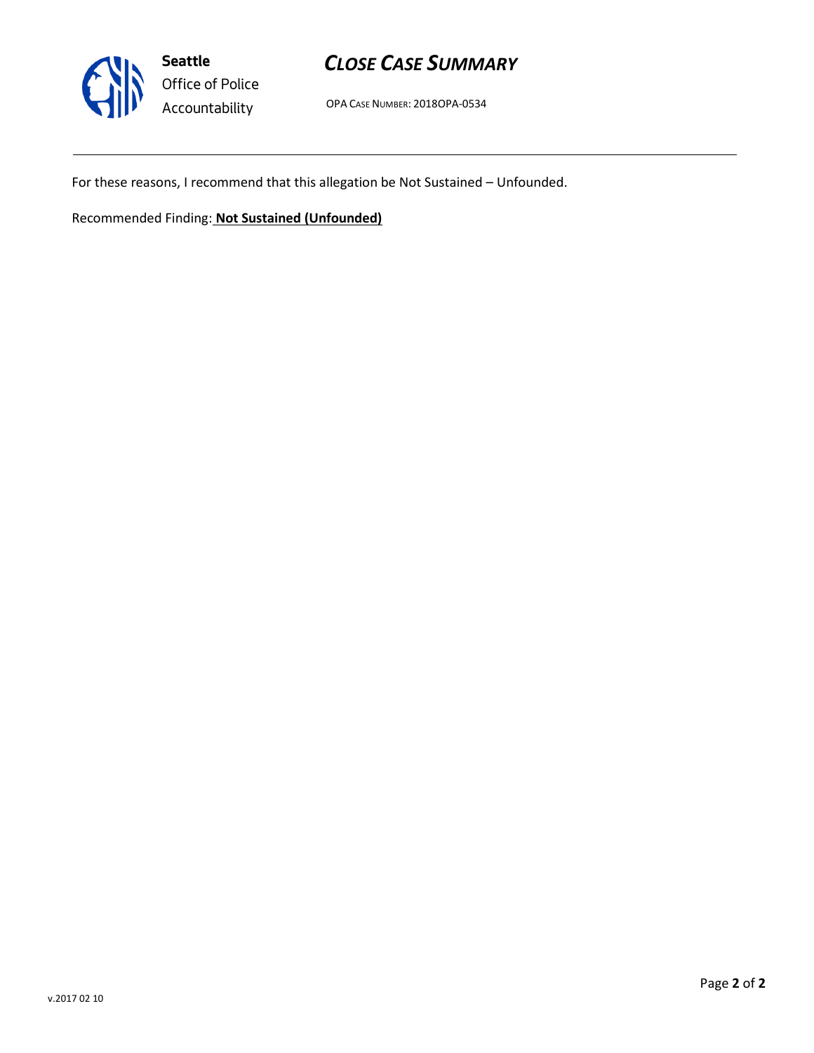For these reasons, I recommend that this allegation be Not Sustained – Unfounded.

Recommended Finding: **Not Sustained (Unfounded)**